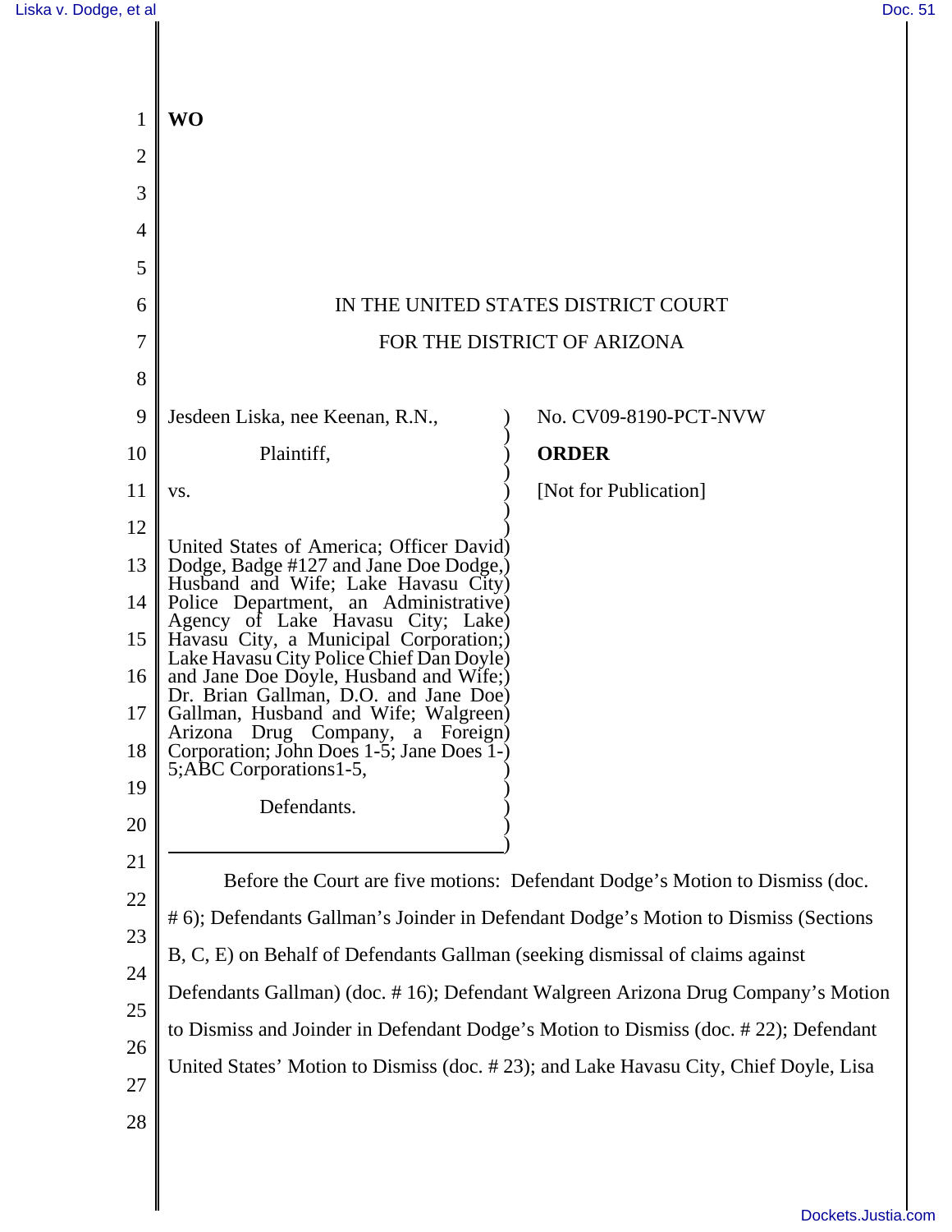**WO**

IN THE UNITED STATES DISTRICT COURT

FOR THE DISTRICT OF ARIZONA

Jesdeen Liska, nee Keenan, R.N.,

Plaintiff,

vs.

United States of America; Officer David Dodge, Badge #127 and Jane Doe Dodge, Husband and Wife; Lake Havasu City Police Department, an Administrative Agency of Lake Havasu City; Lake Havasu City, a Municipal Corporation; Lake Havasu City Police Chief Dan Doyle and Jane Doe Doyle, Husband and Wife; Dr. Brian Gallman, D.O. and Jane Doe Gallman, Husband and Wife; Walgreen Arizona Drug Company, a Foreign Corporation; John Does 1-5; Jane Does 1-5;ABC Corporations1-5,

Defendants.

No. CV09-8190-PCT-NVW

**ORDER**

[Not for Publication]

Before the Court are five motions: Defendant Dodge's Motion to Dismiss (doc. # 6); Defendants Gallman's Joinder in Defendant Dodge's Motion to Dismiss (Sections B, C, E) on Behalf of Defendants Gallman (seeking dismissal of claims against Defendants Gallman) (doc. # 16); Defendant Walgreen Arizona Drug Company's Motion to Dismiss and Joinder in Defendant Dodge's Motion to Dismiss (doc. # 22); Defendant United States' Motion to Dismiss (doc. # 23); and Lake Havasu City, Chief Doyle, Lisa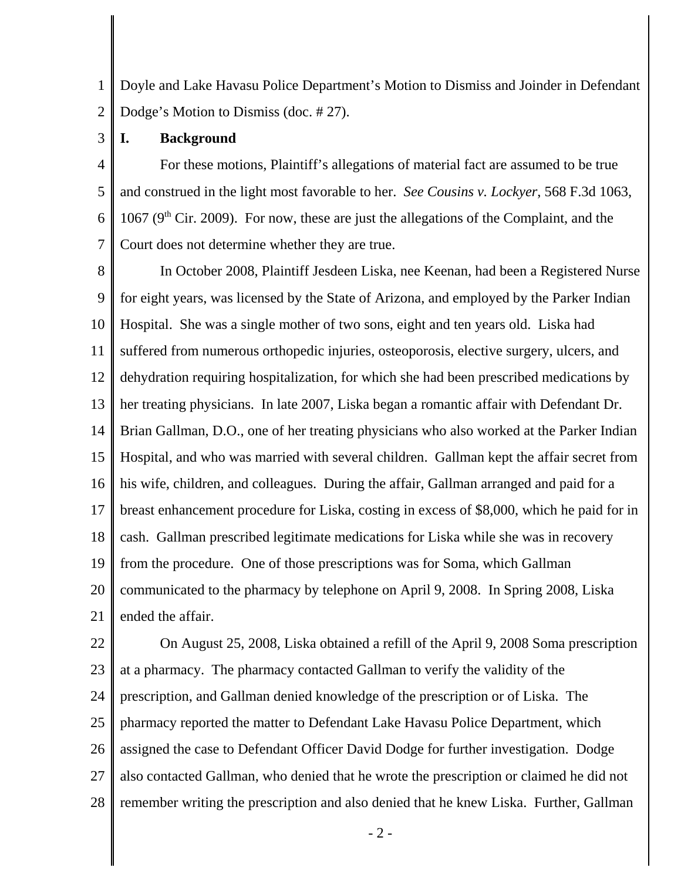Doyle and Lake Havasu Police Department's Motion to Dismiss and Joinder in Defendant Dodge's Motion to Dismiss (doc. # 27).

## I. Background

For these motions, Plaintiff's allegations of material fact are assumed to be true and construed in the light most favorable to her. *See Cousins v. Lockyer*, 568 F.3d 1063, 1067 (9th Cir. 2009). For now, these are just the allegations of the Complaint, and the Court does not determine whether they are true.

In October 2008, Plaintiff Jesdeen Liska, nee Keenan, had been a Registered Nurse for eight years, was licensed by the State of Arizona, and employed by the Parker Indian Hospital. She was a single mother of two sons, eight and ten years old. Liska had suffered from numerous orthopedic injuries, osteoporosis, elective surgery, ulcers, and dehydration requiring hospitalization, for which she had been prescribed medications by her treating physicians. In late 2007, Liska began a romantic affair with Defendant Dr. Brian Gallman, D.O., one of her treating physicians who also worked at the Parker Indian Hospital, and who was married with several children. Gallman kept the affair secret from his wife, children, and colleagues. During the affair, Gallman arranged and paid for a breast enhancement procedure for Liska, costing in excess of $8,000, which he paid for in cash. Gallman prescribed legitimate medications for Liska while she was in recovery from the procedure. One of those prescriptions was for Soma, which Gallman communicated to the pharmacy by telephone on April 9, 2008. In Spring 2008, Liska ended the affair.

On August 25, 2008, Liska obtained a refill of the April 9, 2008 Soma prescription at a pharmacy. The pharmacy contacted Gallman to verify the validity of the prescription, and Gallman denied knowledge of the prescription or of Liska. The pharmacy reported the matter to Defendant Lake Havasu Police Department, which assigned the case to Defendant Officer David Dodge for further investigation. Dodge also contacted Gallman, who denied that he wrote the prescription or claimed he did not remember writing the prescription and also denied that he knew Liska. Further, Gallman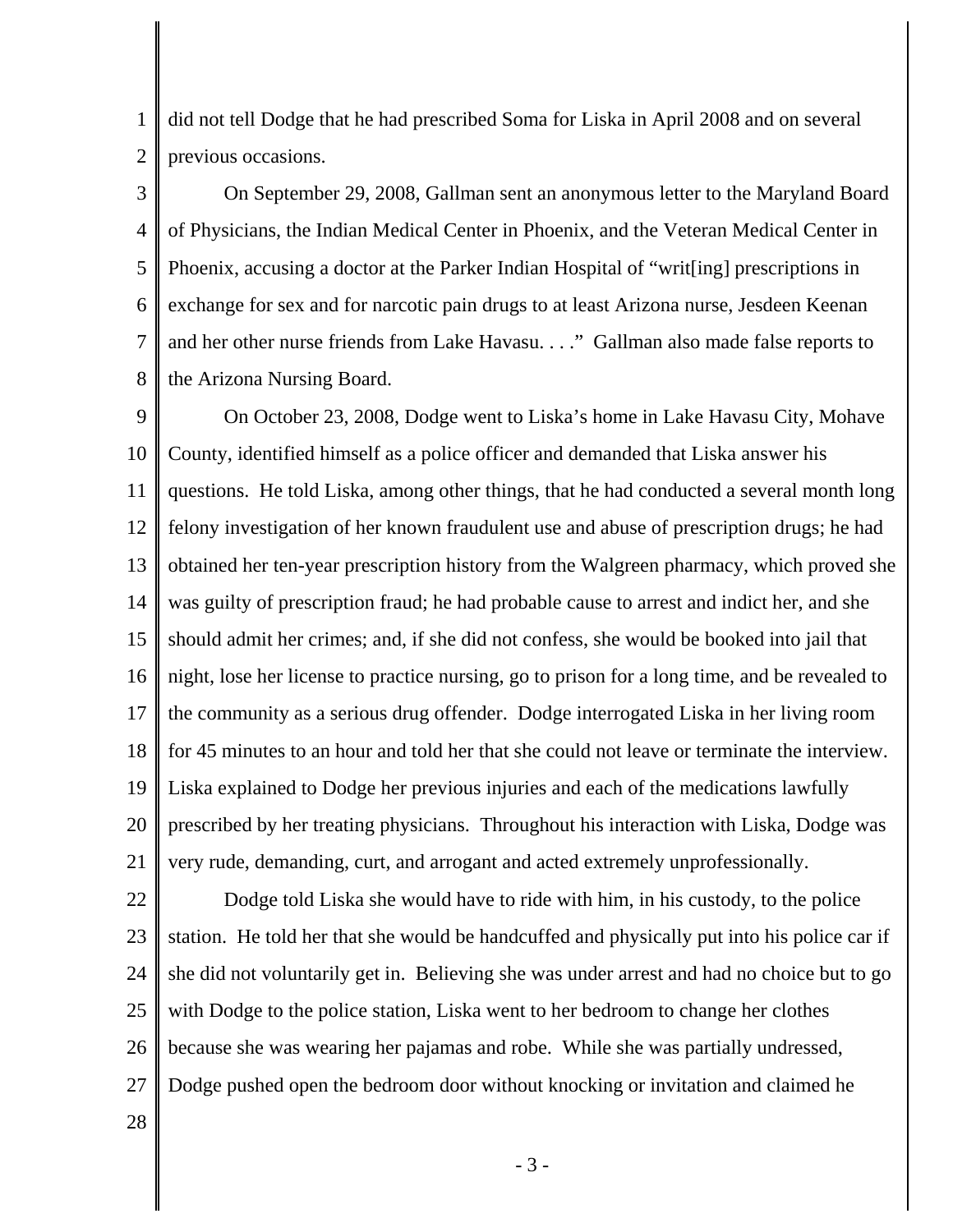did not tell Dodge that he had prescribed Soma for Liska in April 2008 and on several previous occasions.

On September 29, 2008, Gallman sent an anonymous letter to the Maryland Board of Physicians, the Indian Medical Center in Phoenix, and the Veteran Medical Center in Phoenix, accusing a doctor at the Parker Indian Hospital of "writ[ing] prescriptions in exchange for sex and for narcotic pain drugs to at least Arizona nurse, Jesdeen Keenan and her other nurse friends from Lake Havasu. . . ." Gallman also made false reports to the Arizona Nursing Board.

On October 23, 2008, Dodge went to Liska's home in Lake Havasu City, Mohave County, identified himself as a police officer and demanded that Liska answer his questions. He told Liska, among other things, that he had conducted a several month long felony investigation of her known fraudulent use and abuse of prescription drugs; he had obtained her ten-year prescription history from the Walgreen pharmacy, which proved she was guilty of prescription fraud; he had probable cause to arrest and indict her, and she should admit her crimes; and, if she did not confess, she would be booked into jail that night, lose her license to practice nursing, go to prison for a long time, and be revealed to the community as a serious drug offender. Dodge interrogated Liska in her living room for 45 minutes to an hour and told her that she could not leave or terminate the interview. Liska explained to Dodge her previous injuries and each of the medications lawfully prescribed by her treating physicians. Throughout his interaction with Liska, Dodge was very rude, demanding, curt, and arrogant and acted extremely unprofessionally.

Dodge told Liska she would have to ride with him, in his custody, to the police station. He told her that she would be handcuffed and physically put into his police car if she did not voluntarily get in. Believing she was under arrest and had no choice but to go with Dodge to the police station, Liska went to her bedroom to change her clothes because she was wearing her pajamas and robe. While she was partially undressed, Dodge pushed open the bedroom door without knocking or invitation and claimed he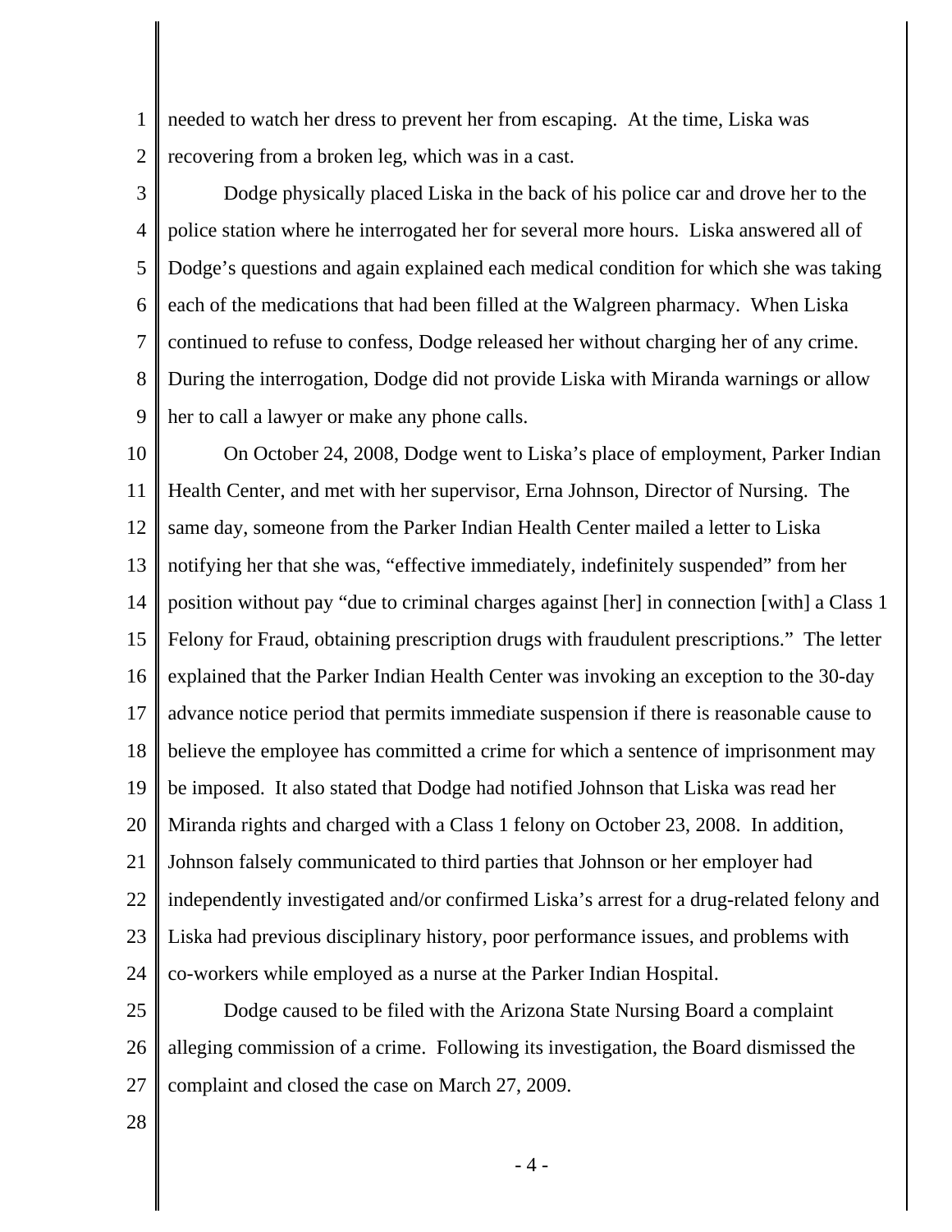needed to watch her dress to prevent her from escaping. At the time, Liska was recovering from a broken leg, which was in a cast.

Dodge physically placed Liska in the back of his police car and drove her to the police station where he interrogated her for several more hours. Liska answered all of Dodge's questions and again explained each medical condition for which she was taking each of the medications that had been filled at the Walgreen pharmacy. When Liska continued to refuse to confess, Dodge released her without charging her of any crime. During the interrogation, Dodge did not provide Liska with Miranda warnings or allow her to call a lawyer or make any phone calls.

On October 24, 2008, Dodge went to Liska's place of employment, Parker Indian Health Center, and met with her supervisor, Erna Johnson, Director of Nursing. The same day, someone from the Parker Indian Health Center mailed a letter to Liska notifying her that she was, "effective immediately, indefinitely suspended" from her position without pay "due to criminal charges against [her] in connection [with] a Class 1 Felony for Fraud, obtaining prescription drugs with fraudulent prescriptions." The letter explained that the Parker Indian Health Center was invoking an exception to the 30-day advance notice period that permits immediate suspension if there is reasonable cause to believe the employee has committed a crime for which a sentence of imprisonment may be imposed. It also stated that Dodge had notified Johnson that Liska was read her Miranda rights and charged with a Class 1 felony on October 23, 2008. In addition, Johnson falsely communicated to third parties that Johnson or her employer had independently investigated and/or confirmed Liska's arrest for a drug-related felony and Liska had previous disciplinary history, poor performance issues, and problems with co-workers while employed as a nurse at the Parker Indian Hospital.

Dodge caused to be filed with the Arizona State Nursing Board a complaint alleging commission of a crime. Following its investigation, the Board dismissed the complaint and closed the case on March 27, 2009.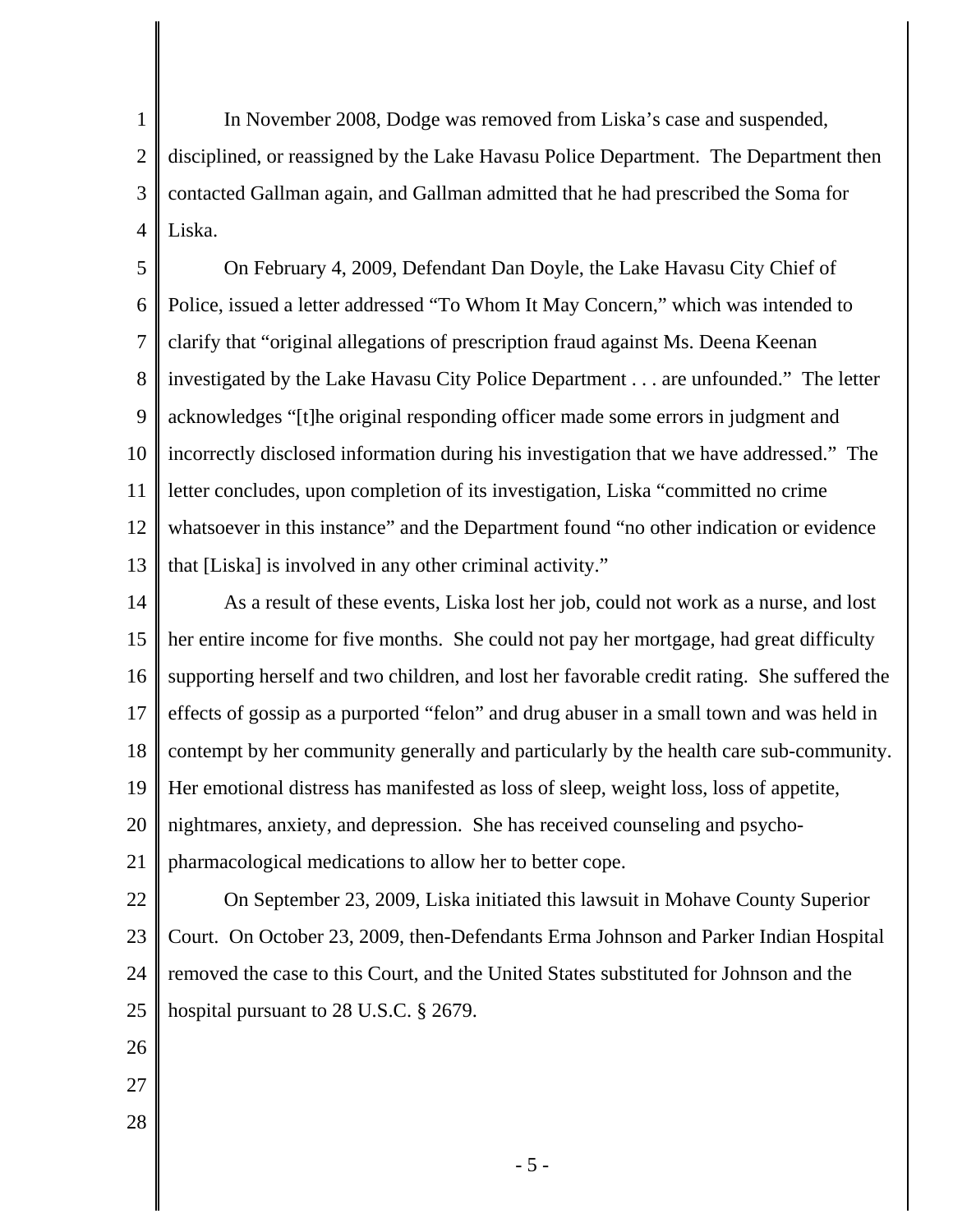In November 2008, Dodge was removed from Liska's case and suspended, disciplined, or reassigned by the Lake Havasu Police Department. The Department then contacted Gallman again, and Gallman admitted that he had prescribed the Soma for Liska.

On February 4, 2009, Defendant Dan Doyle, the Lake Havasu City Chief of Police, issued a letter addressed "To Whom It May Concern," which was intended to clarify that "original allegations of prescription fraud against Ms. Deena Keenan investigated by the Lake Havasu City Police Department . . . are unfounded." The letter acknowledges "[t]he original responding officer made some errors in judgment and incorrectly disclosed information during his investigation that we have addressed." The letter concludes, upon completion of its investigation, Liska "committed no crime whatsoever in this instance" and the Department found "no other indication or evidence that [Liska] is involved in any other criminal activity."

As a result of these events, Liska lost her job, could not work as a nurse, and lost her entire income for five months. She could not pay her mortgage, had great difficulty supporting herself and two children, and lost her favorable credit rating. She suffered the effects of gossip as a purported "felon" and drug abuser in a small town and was held in contempt by her community generally and particularly by the health care sub-community. Her emotional distress has manifested as loss of sleep, weight loss, loss of appetite, nightmares, anxiety, and depression. She has received counseling and psycho-pharmacological medications to allow her to better cope.

On September 23, 2009, Liska initiated this lawsuit in Mohave County Superior Court. On October 23, 2009, then-Defendants Erma Johnson and Parker Indian Hospital removed the case to this Court, and the United States substituted for Johnson and the hospital pursuant to 28 U.S.C. § 2679.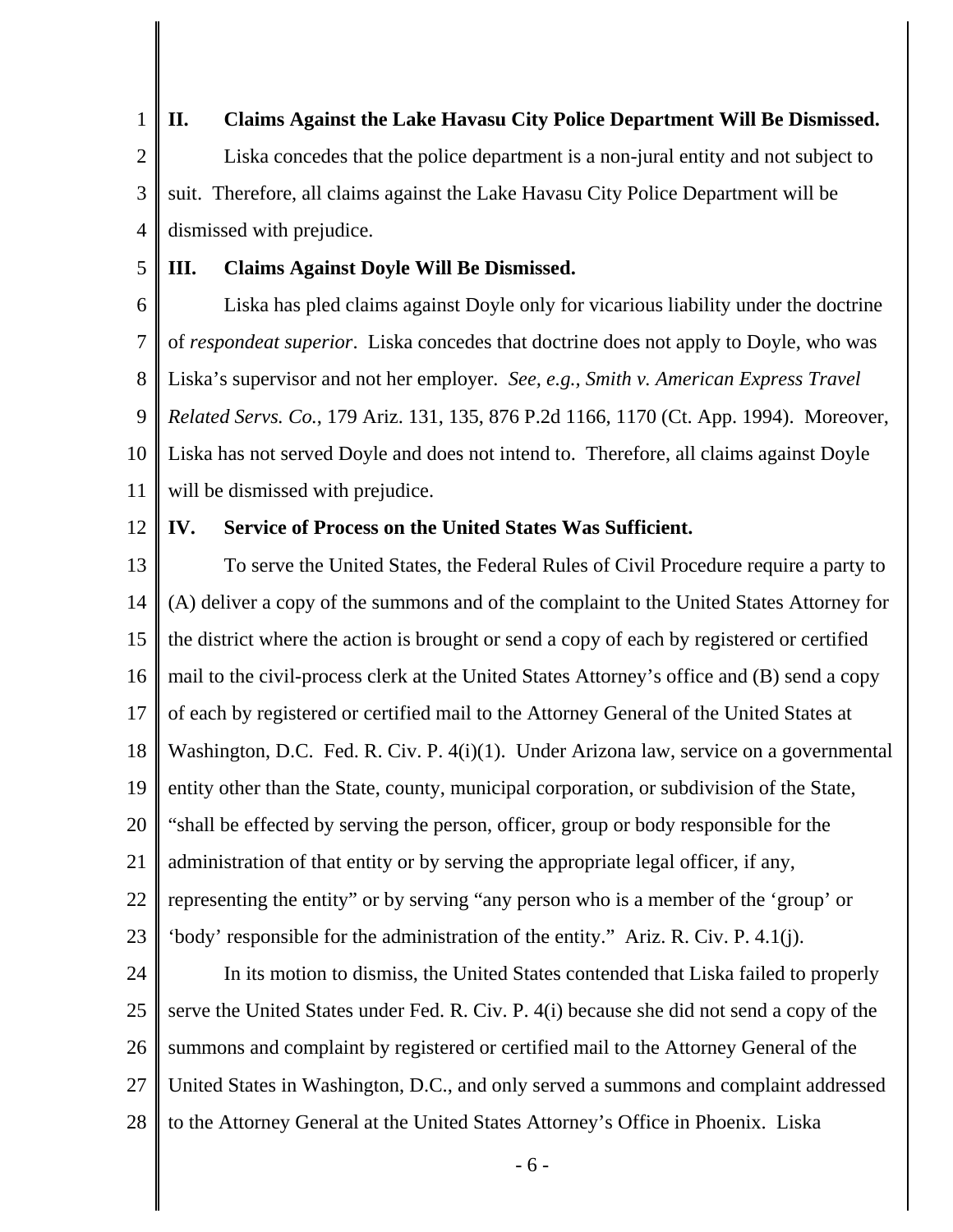## II. Claims Against the Lake Havasu City Police Department Will Be Dismissed.

Liska concedes that the police department is a non-jural entity and not subject to suit. Therefore, all claims against the Lake Havasu City Police Department will be dismissed with prejudice.

## III. Claims Against Doyle Will Be Dismissed.

Liska has pled claims against Doyle only for vicarious liability under the doctrine of *respondeat superior*. Liska concedes that doctrine does not apply to Doyle, who was Liska's supervisor and not her employer. *See, e.g., Smith v. American Express Travel Related Servs. Co.*, 179 Ariz. 131, 135, 876 P.2d 1166, 1170 (Ct. App. 1994). Moreover, Liska has not served Doyle and does not intend to. Therefore, all claims against Doyle will be dismissed with prejudice.

## IV. Service of Process on the United States Was Sufficient.

To serve the United States, the Federal Rules of Civil Procedure require a party to (A) deliver a copy of the summons and of the complaint to the United States Attorney for the district where the action is brought or send a copy of each by registered or certified mail to the civil-process clerk at the United States Attorney's office and (B) send a copy of each by registered or certified mail to the Attorney General of the United States at Washington, D.C. Fed. R. Civ. P. 4(i)(1). Under Arizona law, service on a governmental entity other than the State, county, municipal corporation, or subdivision of the State, "shall be effected by serving the person, officer, group or body responsible for the administration of that entity or by serving the appropriate legal officer, if any, representing the entity" or by serving "any person who is a member of the 'group' or 'body' responsible for the administration of the entity." Ariz. R. Civ. P. 4.1(j).

In its motion to dismiss, the United States contended that Liska failed to properly serve the United States under Fed. R. Civ. P. 4(i) because she did not send a copy of the summons and complaint by registered or certified mail to the Attorney General of the United States in Washington, D.C., and only served a summons and complaint addressed to the Attorney General at the United States Attorney's Office in Phoenix. Liska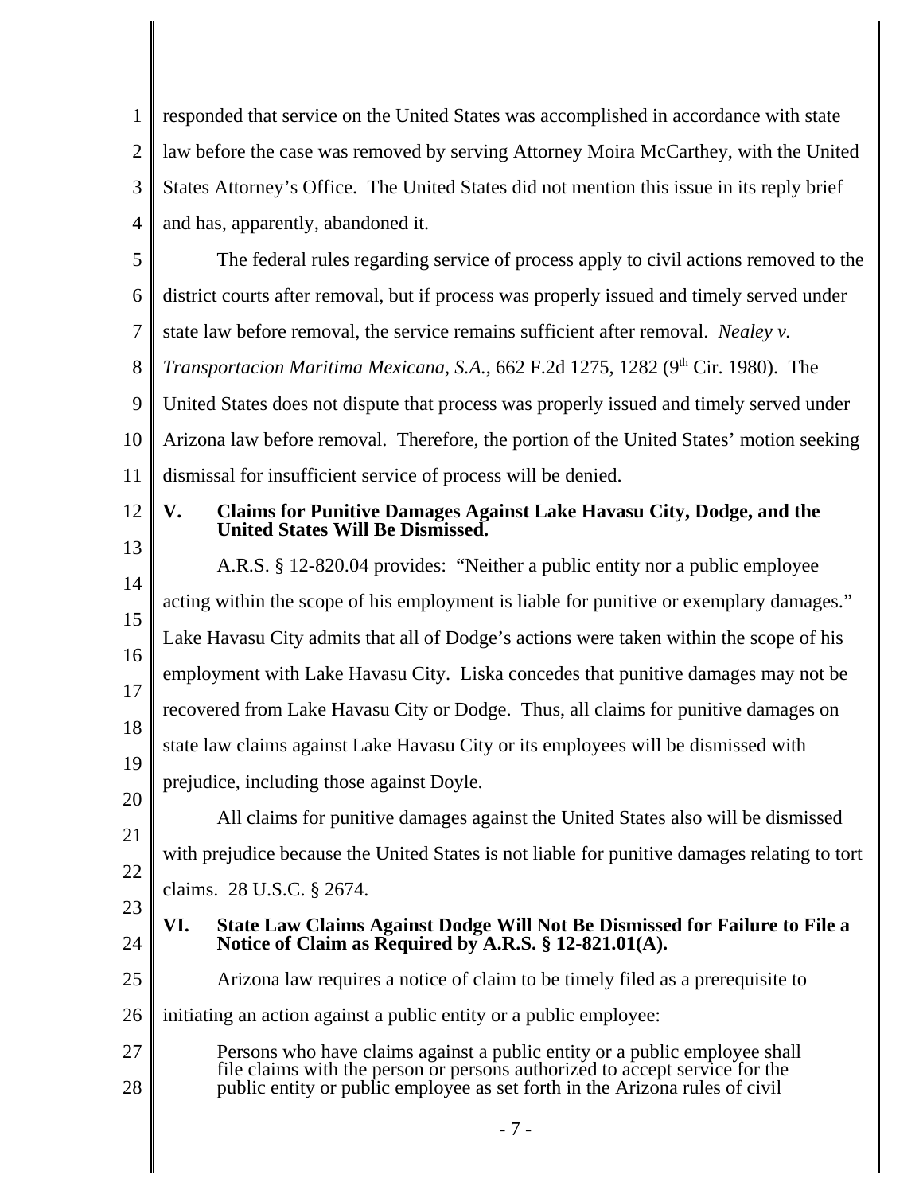responded that service on the United States was accomplished in accordance with state law before the case was removed by serving Attorney Moira McCarthey, with the United States Attorney's Office. The United States did not mention this issue in its reply brief and has, apparently, abandoned it.

The federal rules regarding service of process apply to civil actions removed to the district courts after removal, but if process was properly issued and timely served under state law before removal, the service remains sufficient after removal. *Nealey v. Transportacion Maritima Mexicana, S.A.*, 662 F.2d 1275, 1282 (9th Cir. 1980). The United States does not dispute that process was properly issued and timely served under Arizona law before removal. Therefore, the portion of the United States' motion seeking dismissal for insufficient service of process will be denied.

## V. Claims for Punitive Damages Against Lake Havasu City, Dodge, and the United States Will Be Dismissed.

A.R.S. § 12-820.04 provides: "Neither a public entity nor a public employee acting within the scope of his employment is liable for punitive or exemplary damages." Lake Havasu City admits that all of Dodge's actions were taken within the scope of his employment with Lake Havasu City. Liska concedes that punitive damages may not be recovered from Lake Havasu City or Dodge. Thus, all claims for punitive damages on state law claims against Lake Havasu City or its employees will be dismissed with prejudice, including those against Doyle.

All claims for punitive damages against the United States also will be dismissed with prejudice because the United States is not liable for punitive damages relating to tort claims. 28 U.S.C. § 2674.

## VI. State Law Claims Against Dodge Will Not Be Dismissed for Failure to File a Notice of Claim as Required by A.R.S. § 12-821.01(A).

Arizona law requires a notice of claim to be timely filed as a prerequisite to initiating an action against a public entity or a public employee:

> Persons who have claims against a public entity or a public employee shall file claims with the person or persons authorized to accept service for the public entity or public employee as set forth in the Arizona rules of civil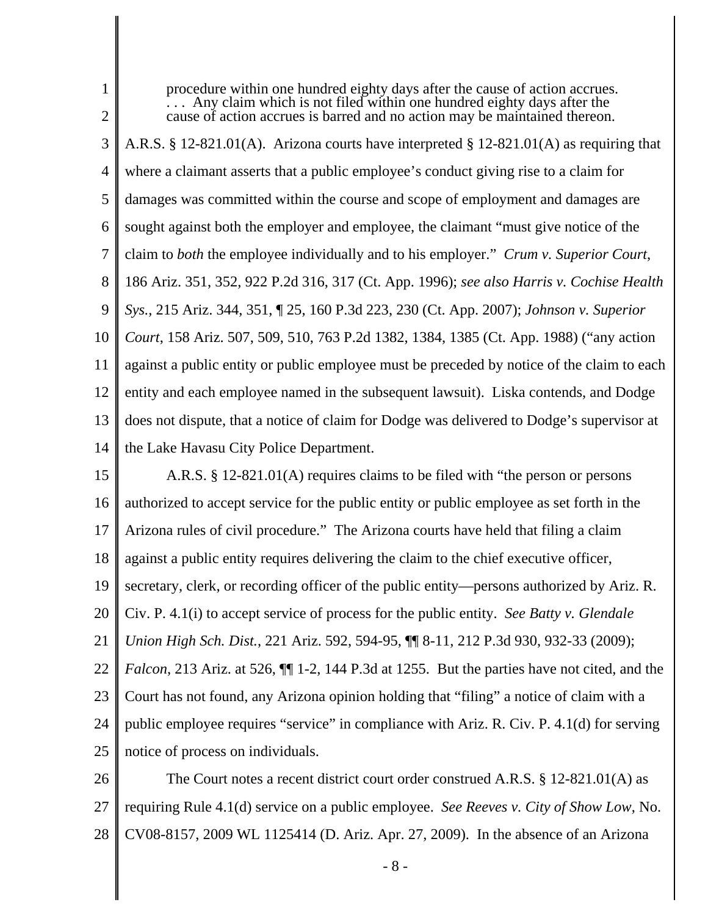> procedure within one hundred eighty days after the cause of action accrues. . . . Any claim which is not filed within one hundred eighty days after the cause of action accrues is barred and no action may be maintained thereon.

A.R.S. § 12-821.01(A). Arizona courts have interpreted § 12-821.01(A) as requiring that where a claimant asserts that a public employee's conduct giving rise to a claim for damages was committed within the course and scope of employment and damages are sought against both the employer and employee, the claimant "must give notice of the claim to *both* the employee individually and to his employer." *Crum v. Superior Court*, 186 Ariz. 351, 352, 922 P.2d 316, 317 (Ct. App. 1996); *see also Harris v. Cochise Health Sys.*, 215 Ariz. 344, 351, ¶ 25, 160 P.3d 223, 230 (Ct. App. 2007); *Johnson v. Superior Court*, 158 Ariz. 507, 509, 510, 763 P.2d 1382, 1384, 1385 (Ct. App. 1988) ("any action against a public entity or public employee must be preceded by notice of the claim to each entity and each employee named in the subsequent lawsuit). Liska contends, and Dodge does not dispute, that a notice of claim for Dodge was delivered to Dodge's supervisor at the Lake Havasu City Police Department.

A.R.S. § 12-821.01(A) requires claims to be filed with "the person or persons authorized to accept service for the public entity or public employee as set forth in the Arizona rules of civil procedure." The Arizona courts have held that filing a claim against a public entity requires delivering the claim to the chief executive officer, secretary, clerk, or recording officer of the public entity—persons authorized by Ariz. R. Civ. P. 4.1(i) to accept service of process for the public entity. *See Batty v. Glendale Union High Sch. Dist.*, 221 Ariz. 592, 594-95, ¶¶ 8-11, 212 P.3d 930, 932-33 (2009); *Falcon*, 213 Ariz. at 526, ¶¶ 1-2, 144 P.3d at 1255. But the parties have not cited, and the Court has not found, any Arizona opinion holding that "filing" a notice of claim with a public employee requires "service" in compliance with Ariz. R. Civ. P. 4.1(d) for serving notice of process on individuals.

The Court notes a recent district court order construed A.R.S. § 12-821.01(A) as requiring Rule 4.1(d) service on a public employee. *See Reeves v. City of Show Low*, No. CV08-8157, 2009 WL 1125414 (D. Ariz. Apr. 27, 2009). In the absence of an Arizona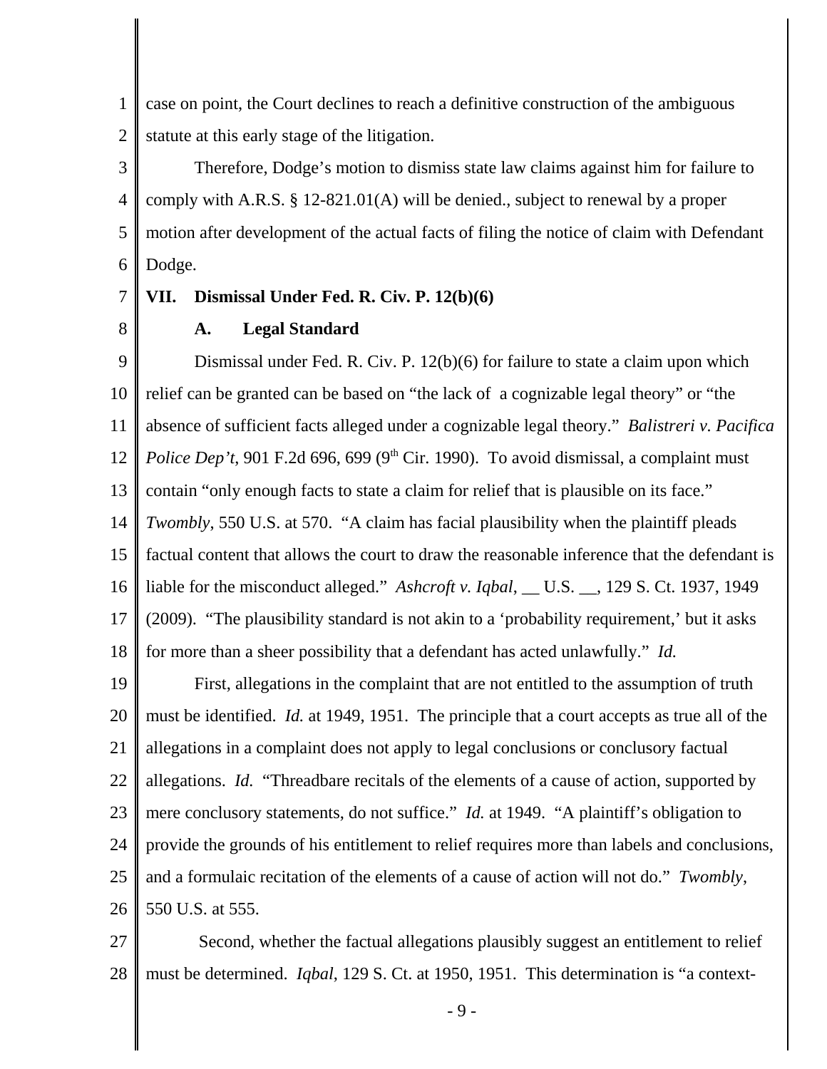case on point, the Court declines to reach a definitive construction of the ambiguous statute at this early stage of the litigation.

Therefore, Dodge's motion to dismiss state law claims against him for failure to comply with A.R.S. § 12-821.01(A) will be denied., subject to renewal by a proper motion after development of the actual facts of filing the notice of claim with Defendant Dodge.

## VII. Dismissal Under Fed. R. Civ. P. 12(b)(6)

### A. Legal Standard

Dismissal under Fed. R. Civ. P. 12(b)(6) for failure to state a claim upon which relief can be granted can be based on "the lack of a cognizable legal theory" or "the absence of sufficient facts alleged under a cognizable legal theory." *Balistreri v. Pacifica Police Dep't*, 901 F.2d 696, 699 (9th Cir. 1990). To avoid dismissal, a complaint must contain "only enough facts to state a claim for relief that is plausible on its face." *Twombly*, 550 U.S. at 570. "A claim has facial plausibility when the plaintiff pleads factual content that allows the court to draw the reasonable inference that the defendant is liable for the misconduct alleged." *Ashcroft v. Iqbal*, __ U.S. __, 129 S. Ct. 1937, 1949 (2009). "The plausibility standard is not akin to a 'probability requirement,' but it asks for more than a sheer possibility that a defendant has acted unlawfully." *Id.*

First, allegations in the complaint that are not entitled to the assumption of truth must be identified. *Id.* at 1949, 1951. The principle that a court accepts as true all of the allegations in a complaint does not apply to legal conclusions or conclusory factual allegations. *Id.* "Threadbare recitals of the elements of a cause of action, supported by mere conclusory statements, do not suffice." *Id.* at 1949. "A plaintiff's obligation to provide the grounds of his entitlement to relief requires more than labels and conclusions, and a formulaic recitation of the elements of a cause of action will not do." *Twombly*, 550 U.S. at 555.

Second, whether the factual allegations plausibly suggest an entitlement to relief must be determined. *Iqbal*, 129 S. Ct. at 1950, 1951. This determination is "a context-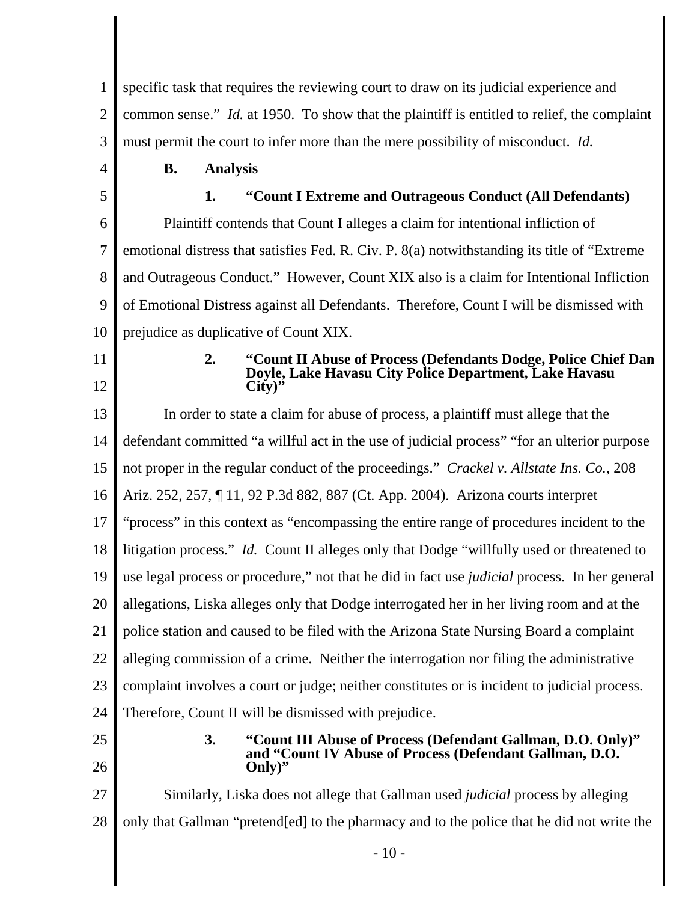specific task that requires the reviewing court to draw on its judicial experience and common sense." *Id.* at 1950. To show that the plaintiff is entitled to relief, the complaint must permit the court to infer more than the mere possibility of misconduct. *Id.*

### B. Analysis

#### 1. "Count I Extreme and Outrageous Conduct (All Defendants)

Plaintiff contends that Count I alleges a claim for intentional infliction of emotional distress that satisfies Fed. R. Civ. P. 8(a) notwithstanding its title of "Extreme and Outrageous Conduct." However, Count XIX also is a claim for Intentional Infliction of Emotional Distress against all Defendants. Therefore, Count I will be dismissed with prejudice as duplicative of Count XIX.

#### 2. "Count II Abuse of Process (Defendants Dodge, Police Chief Dan Doyle, Lake Havasu City Police Department, Lake Havasu City)"

In order to state a claim for abuse of process, a plaintiff must allege that the defendant committed "a willful act in the use of judicial process" "for an ulterior purpose not proper in the regular conduct of the proceedings." *Crackel v. Allstate Ins. Co.*, 208 Ariz. 252, 257, ¶ 11, 92 P.3d 882, 887 (Ct. App. 2004). Arizona courts interpret "process" in this context as "encompassing the entire range of procedures incident to the litigation process." *Id.* Count II alleges only that Dodge "willfully used or threatened to use legal process or procedure," not that he did in fact use *judicial* process. In her general allegations, Liska alleges only that Dodge interrogated her in her living room and at the police station and caused to be filed with the Arizona State Nursing Board a complaint alleging commission of a crime. Neither the interrogation nor filing the administrative complaint involves a court or judge; neither constitutes or is incident to judicial process. Therefore, Count II will be dismissed with prejudice.

#### 3. "Count III Abuse of Process (Defendant Gallman, D.O. Only)" and "Count IV Abuse of Process (Defendant Gallman, D.O. Only)"

Similarly, Liska does not allege that Gallman used *judicial* process by alleging only that Gallman "pretend[ed] to the pharmacy and to the police that he did not write the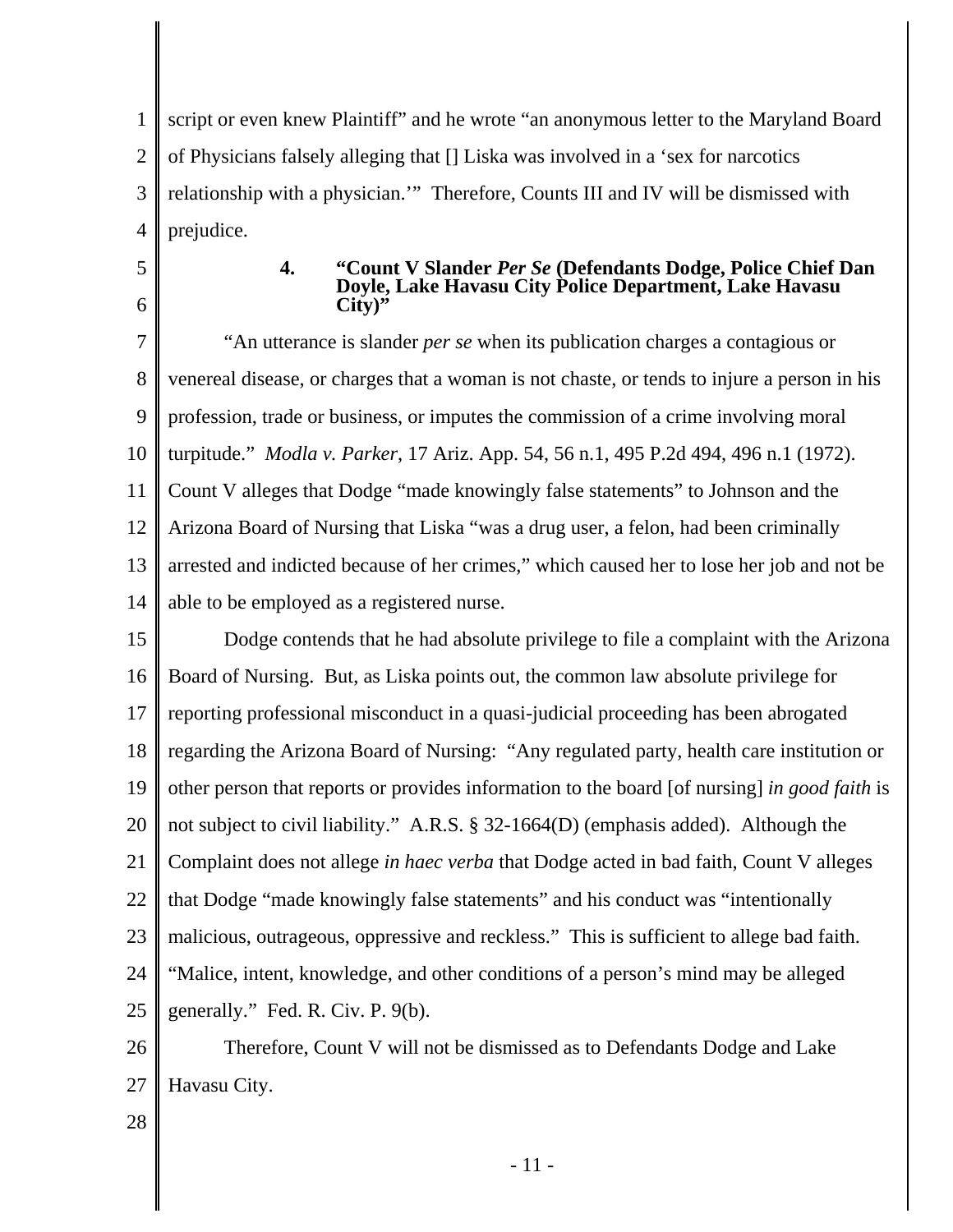script or even knew Plaintiff" and he wrote "an anonymous letter to the Maryland Board of Physicians falsely alleging that [] Liska was involved in a 'sex for narcotics relationship with a physician.'" Therefore, Counts III and IV will be dismissed with prejudice.

### 4. "Count V Slander *Per Se* (Defendants Dodge, Police Chief Dan Doyle, Lake Havasu City Police Department, Lake Havasu City)"

"An utterance is slander *per se* when its publication charges a contagious or venereal disease, or charges that a woman is not chaste, or tends to injure a person in his profession, trade or business, or imputes the commission of a crime involving moral turpitude." *Modla v. Parker*, 17 Ariz. App. 54, 56 n.1, 495 P.2d 494, 496 n.1 (1972). Count V alleges that Dodge "made knowingly false statements" to Johnson and the Arizona Board of Nursing that Liska "was a drug user, a felon, had been criminally arrested and indicted because of her crimes," which caused her to lose her job and not be able to be employed as a registered nurse.

Dodge contends that he had absolute privilege to file a complaint with the Arizona Board of Nursing. But, as Liska points out, the common law absolute privilege for reporting professional misconduct in a quasi-judicial proceeding has been abrogated regarding the Arizona Board of Nursing: "Any regulated party, health care institution or other person that reports or provides information to the board [of nursing] *in good faith* is not subject to civil liability." A.R.S. § 32-1664(D) (emphasis added). Although the Complaint does not allege *in haec verba* that Dodge acted in bad faith, Count V alleges that Dodge "made knowingly false statements" and his conduct was "intentionally malicious, outrageous, oppressive and reckless." This is sufficient to allege bad faith. "Malice, intent, knowledge, and other conditions of a person's mind may be alleged generally." Fed. R. Civ. P. 9(b).

Therefore, Count V will not be dismissed as to Defendants Dodge and Lake Havasu City.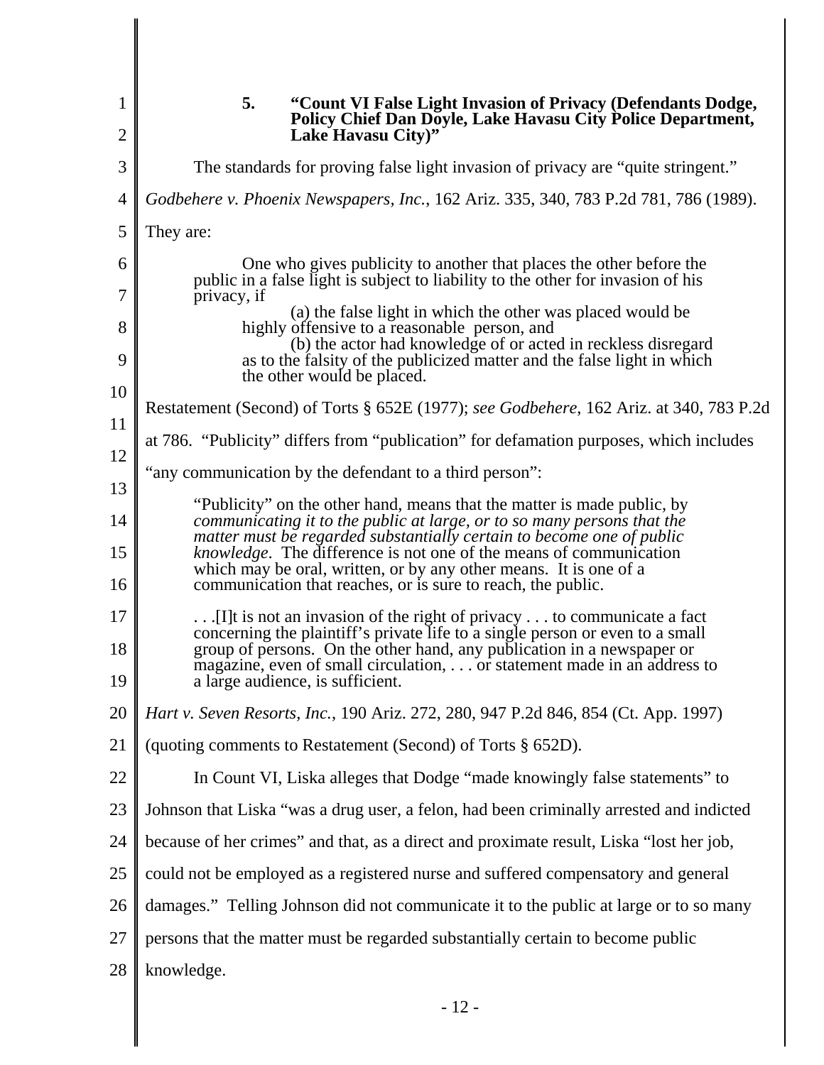### 5. "Count VI False Light Invasion of Privacy (Defendants Dodge, Policy Chief Dan Doyle, Lake Havasu City Police Department, Lake Havasu City)"

The standards for proving false light invasion of privacy are "quite stringent." *Godbehere v. Phoenix Newspapers, Inc.*, 162 Ariz. 335, 340, 783 P.2d 781, 786 (1989). They are:

> One who gives publicity to another that places the other before the public in a false light is subject to liability to the other for invasion of his privacy, if
>
> (a) the false light in which the other was placed would be highly offensive to a reasonable person, and
>
> (b) the actor had knowledge of or acted in reckless disregard as to the falsity of the publicized matter and the false light in which the other would be placed.

Restatement (Second) of Torts § 652E (1977); *see Godbehere*, 162 Ariz. at 340, 783 P.2d at 786. "Publicity" differs from "publication" for defamation purposes, which includes "any communication by the defendant to a third person":

> "Publicity" on the other hand, means that the matter is made public, by *communicating it to the public at large, or to so many persons that the matter must be regarded substantially certain to become one of public knowledge.* The difference is not one of the means of communication which may be oral, written, or by any other means. It is one of a communication that reaches, or is sure to reach, the public.
>
> . . .[I]t is not an invasion of the right of privacy . . . to communicate a fact concerning the plaintiff's private life to a single person or even to a small group of persons. On the other hand, any publication in a newspaper or magazine, even of small circulation, . . . or statement made in an address to a large audience, is sufficient.

*Hart v. Seven Resorts, Inc.*, 190 Ariz. 272, 280, 947 P.2d 846, 854 (Ct. App. 1997) (quoting comments to Restatement (Second) of Torts § 652D).

In Count VI, Liska alleges that Dodge "made knowingly false statements" to Johnson that Liska "was a drug user, a felon, had been criminally arrested and indicted because of her crimes" and that, as a direct and proximate result, Liska "lost her job, could not be employed as a registered nurse and suffered compensatory and general damages." Telling Johnson did not communicate it to the public at large or to so many persons that the matter must be regarded substantially certain to become public knowledge.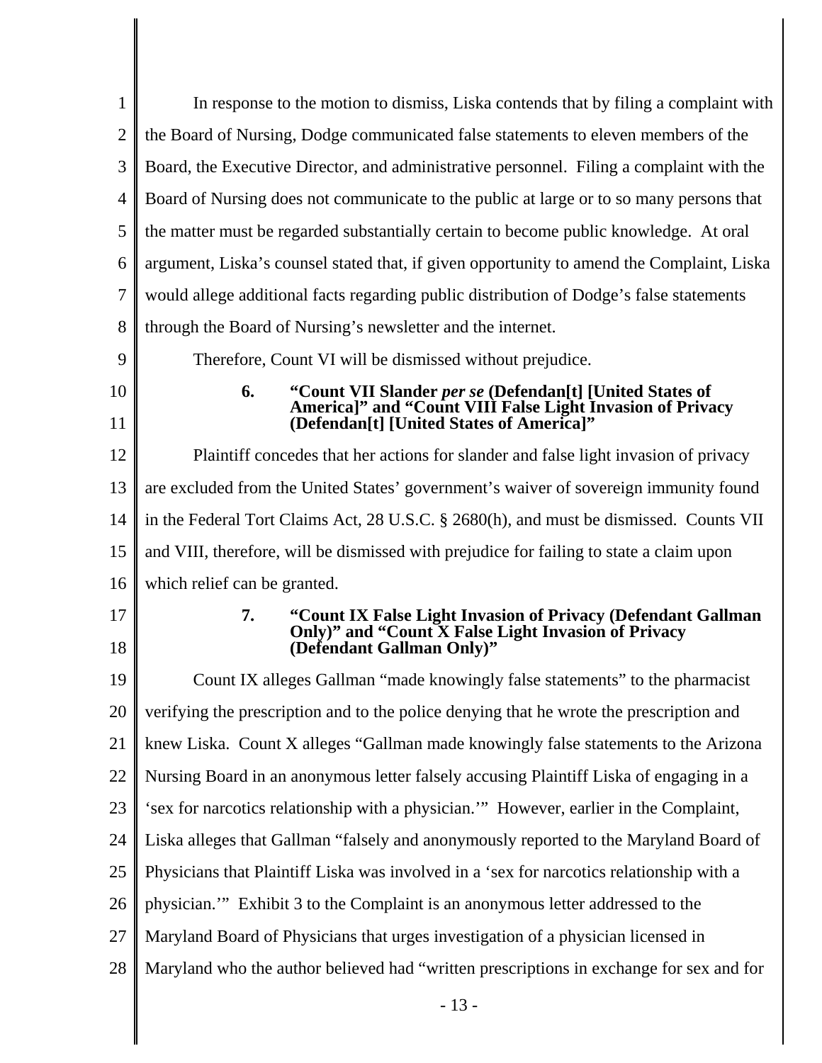In response to the motion to dismiss, Liska contends that by filing a complaint with the Board of Nursing, Dodge communicated false statements to eleven members of the Board, the Executive Director, and administrative personnel. Filing a complaint with the Board of Nursing does not communicate to the public at large or to so many persons that the matter must be regarded substantially certain to become public knowledge. At oral argument, Liska's counsel stated that, if given opportunity to amend the Complaint, Liska would allege additional facts regarding public distribution of Dodge's false statements through the Board of Nursing's newsletter and the internet.

Therefore, Count VI will be dismissed without prejudice.

### 6. "Count VII Slander *per se* (Defendan[t] [United States of America]" and "Count VIII False Light Invasion of Privacy (Defendan[t] [United States of America]"

Plaintiff concedes that her actions for slander and false light invasion of privacy are excluded from the United States' government's waiver of sovereign immunity found in the Federal Tort Claims Act, 28 U.S.C. § 2680(h), and must be dismissed. Counts VII and VIII, therefore, will be dismissed with prejudice for failing to state a claim upon which relief can be granted.

### 7. "Count IX False Light Invasion of Privacy (Defendant Gallman Only)" and "Count X False Light Invasion of Privacy (Defendant Gallman Only)"

Count IX alleges Gallman "made knowingly false statements" to the pharmacist verifying the prescription and to the police denying that he wrote the prescription and knew Liska. Count X alleges "Gallman made knowingly false statements to the Arizona Nursing Board in an anonymous letter falsely accusing Plaintiff Liska of engaging in a 'sex for narcotics relationship with a physician.'" However, earlier in the Complaint, Liska alleges that Gallman "falsely and anonymously reported to the Maryland Board of Physicians that Plaintiff Liska was involved in a 'sex for narcotics relationship with a physician.'" Exhibit 3 to the Complaint is an anonymous letter addressed to the Maryland Board of Physicians that urges investigation of a physician licensed in Maryland who the author believed had "written prescriptions in exchange for sex and for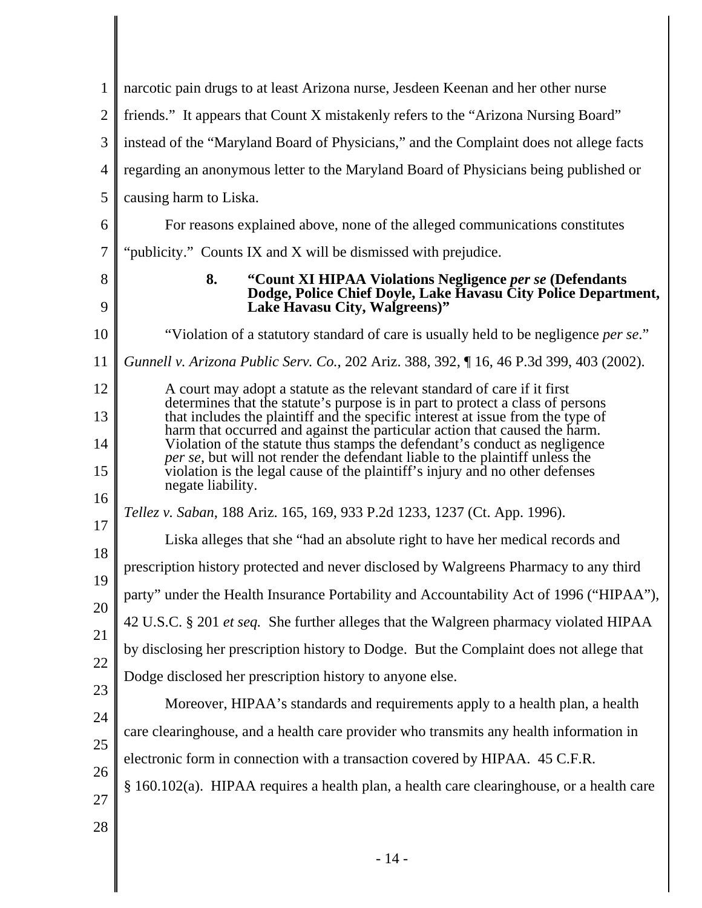narcotic pain drugs to at least Arizona nurse, Jesdeen Keenan and her other nurse friends." It appears that Count X mistakenly refers to the "Arizona Nursing Board" instead of the "Maryland Board of Physicians," and the Complaint does not allege facts regarding an anonymous letter to the Maryland Board of Physicians being published or causing harm to Liska.

For reasons explained above, none of the alleged communications constitutes "publicity." Counts IX and X will be dismissed with prejudice.

#### 8. "Count XI HIPAA Violations Negligence *per se* (Defendants Dodge, Police Chief Doyle, Lake Havasu City Police Department, Lake Havasu City, Walgreens)"

"Violation of a statutory standard of care is usually held to be negligence *per se*." *Gunnell v. Arizona Public Serv. Co.*, 202 Ariz. 388, 392, ¶ 16, 46 P.3d 399, 403 (2002).

> A court may adopt a statute as the relevant standard of care if it first determines that the statute's purpose is in part to protect a class of persons that includes the plaintiff and the specific interest at issue from the type of harm that occurred and against the particular action that caused the harm. Violation of the statute thus stamps the defendant's conduct as negligence *per se*, but will not render the defendant liable to the plaintiff unless the violation is the legal cause of the plaintiff's injury and no other defenses negate liability.

*Tellez v. Saban*, 188 Ariz. 165, 169, 933 P.2d 1233, 1237 (Ct. App. 1996).

Liska alleges that she "had an absolute right to have her medical records and prescription history protected and never disclosed by Walgreens Pharmacy to any third party" under the Health Insurance Portability and Accountability Act of 1996 ("HIPAA"), 42 U.S.C. § 201 *et seq.* She further alleges that the Walgreen pharmacy violated HIPAA by disclosing her prescription history to Dodge. But the Complaint does not allege that Dodge disclosed her prescription history to anyone else.

Moreover, HIPAA's standards and requirements apply to a health plan, a health care clearinghouse, and a health care provider who transmits any health information in electronic form in connection with a transaction covered by HIPAA. 45 C.F.R. § 160.102(a). HIPAA requires a health plan, a health care clearinghouse, or a health care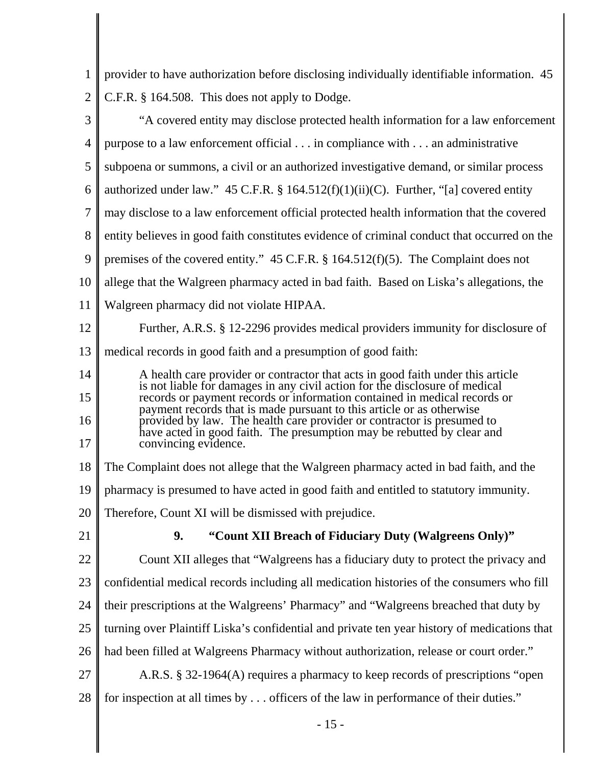provider to have authorization before disclosing individually identifiable information. 45 C.F.R. § 164.508. This does not apply to Dodge.

"A covered entity may disclose protected health information for a law enforcement purpose to a law enforcement official . . . in compliance with . . . an administrative subpoena or summons, a civil or an authorized investigative demand, or similar process authorized under law." 45 C.F.R. § 164.512(f)(1)(ii)(C). Further, "[a] covered entity may disclose to a law enforcement official protected health information that the covered entity believes in good faith constitutes evidence of criminal conduct that occurred on the premises of the covered entity." 45 C.F.R. § 164.512(f)(5). The Complaint does not allege that the Walgreen pharmacy acted in bad faith. Based on Liska's allegations, the Walgreen pharmacy did not violate HIPAA.

Further, A.R.S. § 12-2296 provides medical providers immunity for disclosure of medical records in good faith and a presumption of good faith:

> A health care provider or contractor that acts in good faith under this article is not liable for damages in any civil action for the disclosure of medical records or payment records or information contained in medical records or payment records that is made pursuant to this article or as otherwise provided by law. The health care provider or contractor is presumed to have acted in good faith. The presumption may be rebutted by clear and convincing evidence.

The Complaint does not allege that the Walgreen pharmacy acted in bad faith, and the pharmacy is presumed to have acted in good faith and entitled to statutory immunity. Therefore, Count XI will be dismissed with prejudice.

### 9. "Count XII Breach of Fiduciary Duty (Walgreens Only)"

Count XII alleges that "Walgreens has a fiduciary duty to protect the privacy and confidential medical records including all medication histories of the consumers who fill their prescriptions at the Walgreens' Pharmacy" and "Walgreens breached that duty by turning over Plaintiff Liska's confidential and private ten year history of medications that had been filled at Walgreens Pharmacy without authorization, release or court order."

A.R.S. § 32-1964(A) requires a pharmacy to keep records of prescriptions "open for inspection at all times by . . . officers of the law in performance of their duties."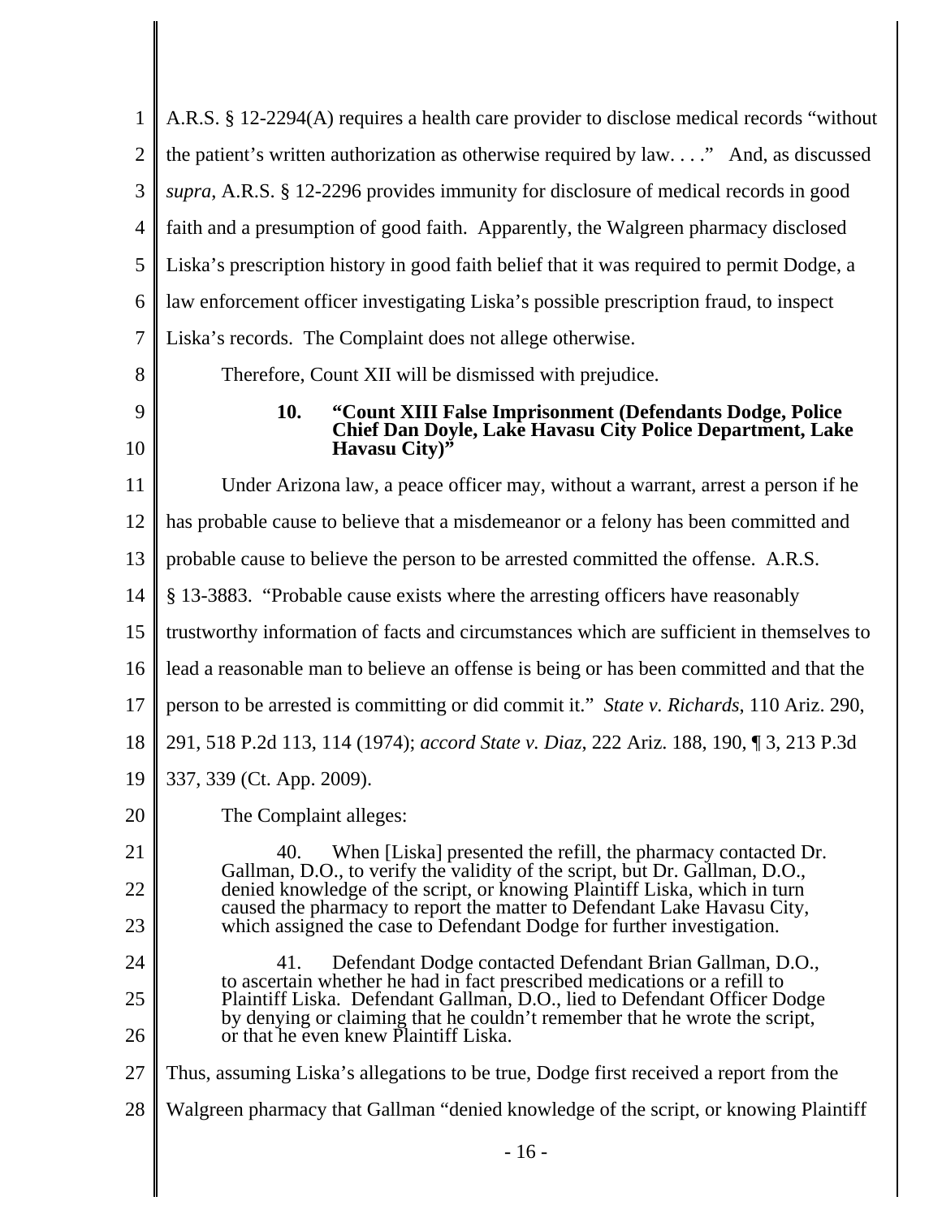A.R.S. § 12-2294(A) requires a health care provider to disclose medical records "without the patient's written authorization as otherwise required by law. . . ." And, as discussed *supra*, A.R.S. § 12-2296 provides immunity for disclosure of medical records in good faith and a presumption of good faith. Apparently, the Walgreen pharmacy disclosed Liska's prescription history in good faith belief that it was required to permit Dodge, a law enforcement officer investigating Liska's possible prescription fraud, to inspect Liska's records. The Complaint does not allege otherwise.

Therefore, Count XII will be dismissed with prejudice.

#### 10. "Count XIII False Imprisonment (Defendants Dodge, Police Chief Dan Doyle, Lake Havasu City Police Department, Lake Havasu City)"

Under Arizona law, a peace officer may, without a warrant, arrest a person if he has probable cause to believe that a misdemeanor or a felony has been committed and probable cause to believe the person to be arrested committed the offense. A.R.S. § 13-3883. "Probable cause exists where the arresting officers have reasonably trustworthy information of facts and circumstances which are sufficient in themselves to lead a reasonable man to believe an offense is being or has been committed and that the person to be arrested is committing or did commit it." *State v. Richards*, 110 Ariz. 290, 291, 518 P.2d 113, 114 (1974); *accord State v. Diaz*, 222 Ariz. 188, 190, ¶ 3, 213 P.3d 337, 339 (Ct. App. 2009).

The Complaint alleges:

> 40. When [Liska] presented the refill, the pharmacy contacted Dr. Gallman, D.O., to verify the validity of the script, but Dr. Gallman, D.O., denied knowledge of the script, or knowing Plaintiff Liska, which in turn caused the pharmacy to report the matter to Defendant Lake Havasu City, which assigned the case to Defendant Dodge for further investigation.
>
> 41. Defendant Dodge contacted Defendant Brian Gallman, D.O., to ascertain whether he had in fact prescribed medications or a refill to Plaintiff Liska. Defendant Gallman, D.O., lied to Defendant Officer Dodge by denying or claiming that he couldn't remember that he wrote the script, or that he even knew Plaintiff Liska.

Thus, assuming Liska's allegations to be true, Dodge first received a report from the Walgreen pharmacy that Gallman "denied knowledge of the script, or knowing Plaintiff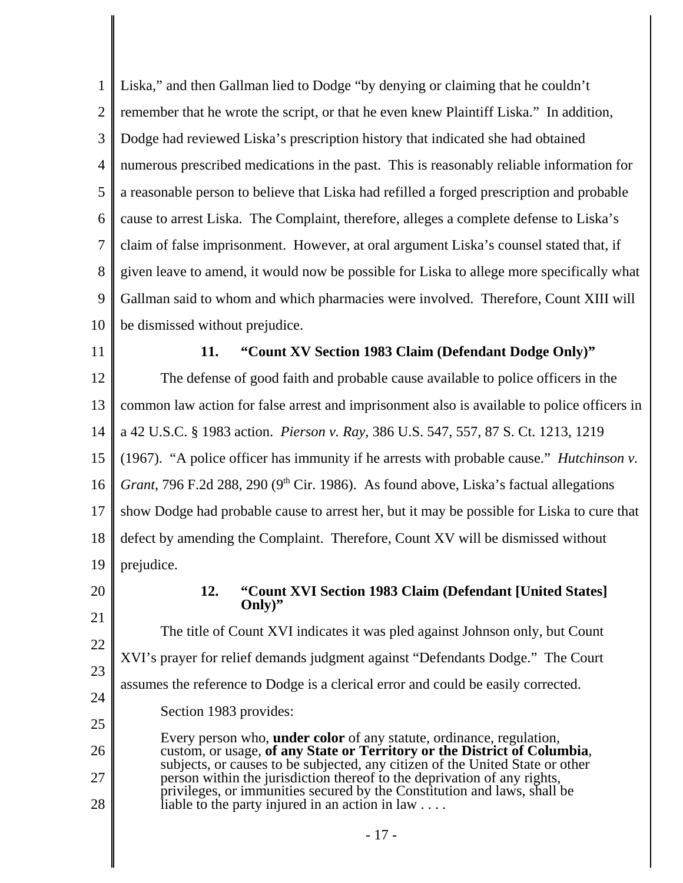Liska," and then Gallman lied to Dodge "by denying or claiming that he couldn't remember that he wrote the script, or that he even knew Plaintiff Liska." In addition, Dodge had reviewed Liska's prescription history that indicated she had obtained numerous prescribed medications in the past. This is reasonably reliable information for a reasonable person to believe that Liska had refilled a forged prescription and probable cause to arrest Liska. The Complaint, therefore, alleges a complete defense to Liska's claim of false imprisonment. However, at oral argument Liska's counsel stated that, if given leave to amend, it would now be possible for Liska to allege more specifically what Gallman said to whom and which pharmacies were involved. Therefore, Count XIII will be dismissed without prejudice.

### 11. "Count XV Section 1983 Claim (Defendant Dodge Only)"

The defense of good faith and probable cause available to police officers in the common law action for false arrest and imprisonment also is available to police officers in a 42 U.S.C. § 1983 action. *Pierson v. Ray*, 386 U.S. 547, 557, 87 S. Ct. 1213, 1219 (1967). "A police officer has immunity if he arrests with probable cause." *Hutchinson v. Grant*, 796 F.2d 288, 290 (9th Cir. 1986). As found above, Liska's factual allegations show Dodge had probable cause to arrest her, but it may be possible for Liska to cure that defect by amending the Complaint. Therefore, Count XV will be dismissed without prejudice.

### 12. "Count XVI Section 1983 Claim (Defendant [United States] Only)"

The title of Count XVI indicates it was pled against Johnson only, but Count XVI's prayer for relief demands judgment against "Defendants Dodge." The Court assumes the reference to Dodge is a clerical error and could be easily corrected.

Section 1983 provides:

> Every person who, **under color** of any statute, ordinance, regulation, custom, or usage, **of any State or Territory or the District of Columbia**, subjects, or causes to be subjected, any citizen of the United State or other person within the jurisdiction thereof to the deprivation of any rights, privileges, or immunities secured by the Constitution and laws, shall be liable to the party injured in an action in law . . . .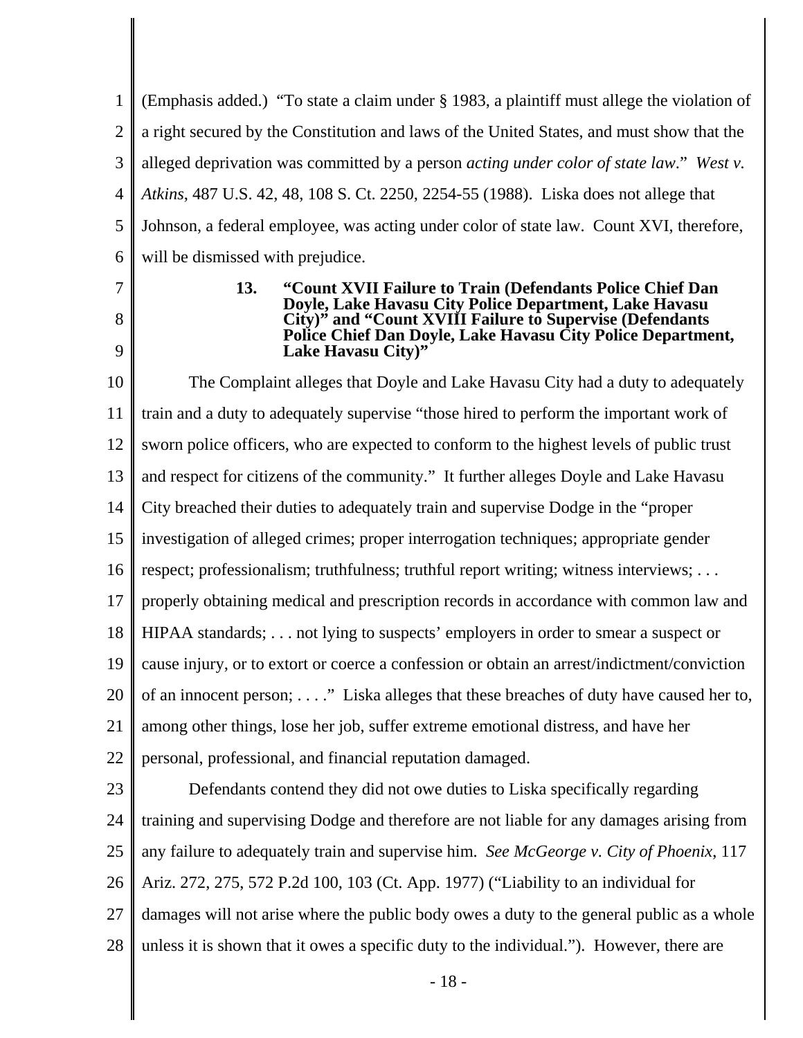(Emphasis added.) "To state a claim under § 1983, a plaintiff must allege the violation of a right secured by the Constitution and laws of the United States, and must show that the alleged deprivation was committed by a person *acting under color of state law*." *West v. Atkins*, 487 U.S. 42, 48, 108 S. Ct. 2250, 2254-55 (1988). Liska does not allege that Johnson, a federal employee, was acting under color of state law. Count XVI, therefore, will be dismissed with prejudice.

### 13. "Count XVII Failure to Train (Defendants Police Chief Dan Doyle, Lake Havasu City Police Department, Lake Havasu City)" and "Count XVIII Failure to Supervise (Defendants Police Chief Dan Doyle, Lake Havasu City Police Department, Lake Havasu City)"

The Complaint alleges that Doyle and Lake Havasu City had a duty to adequately train and a duty to adequately supervise "those hired to perform the important work of sworn police officers, who are expected to conform to the highest levels of public trust and respect for citizens of the community." It further alleges Doyle and Lake Havasu City breached their duties to adequately train and supervise Dodge in the "proper investigation of alleged crimes; proper interrogation techniques; appropriate gender respect; professionalism; truthfulness; truthful report writing; witness interviews; . . . properly obtaining medical and prescription records in accordance with common law and HIPAA standards; . . . not lying to suspects' employers in order to smear a suspect or cause injury, or to extort or coerce a confession or obtain an arrest/indictment/conviction of an innocent person; . . . ." Liska alleges that these breaches of duty have caused her to, among other things, lose her job, suffer extreme emotional distress, and have her personal, professional, and financial reputation damaged.

Defendants contend they did not owe duties to Liska specifically regarding training and supervising Dodge and therefore are not liable for any damages arising from any failure to adequately train and supervise him. *See McGeorge v. City of Phoenix*, 117 Ariz. 272, 275, 572 P.2d 100, 103 (Ct. App. 1977) ("Liability to an individual for damages will not arise where the public body owes a duty to the general public as a whole unless it is shown that it owes a specific duty to the individual."). However, there are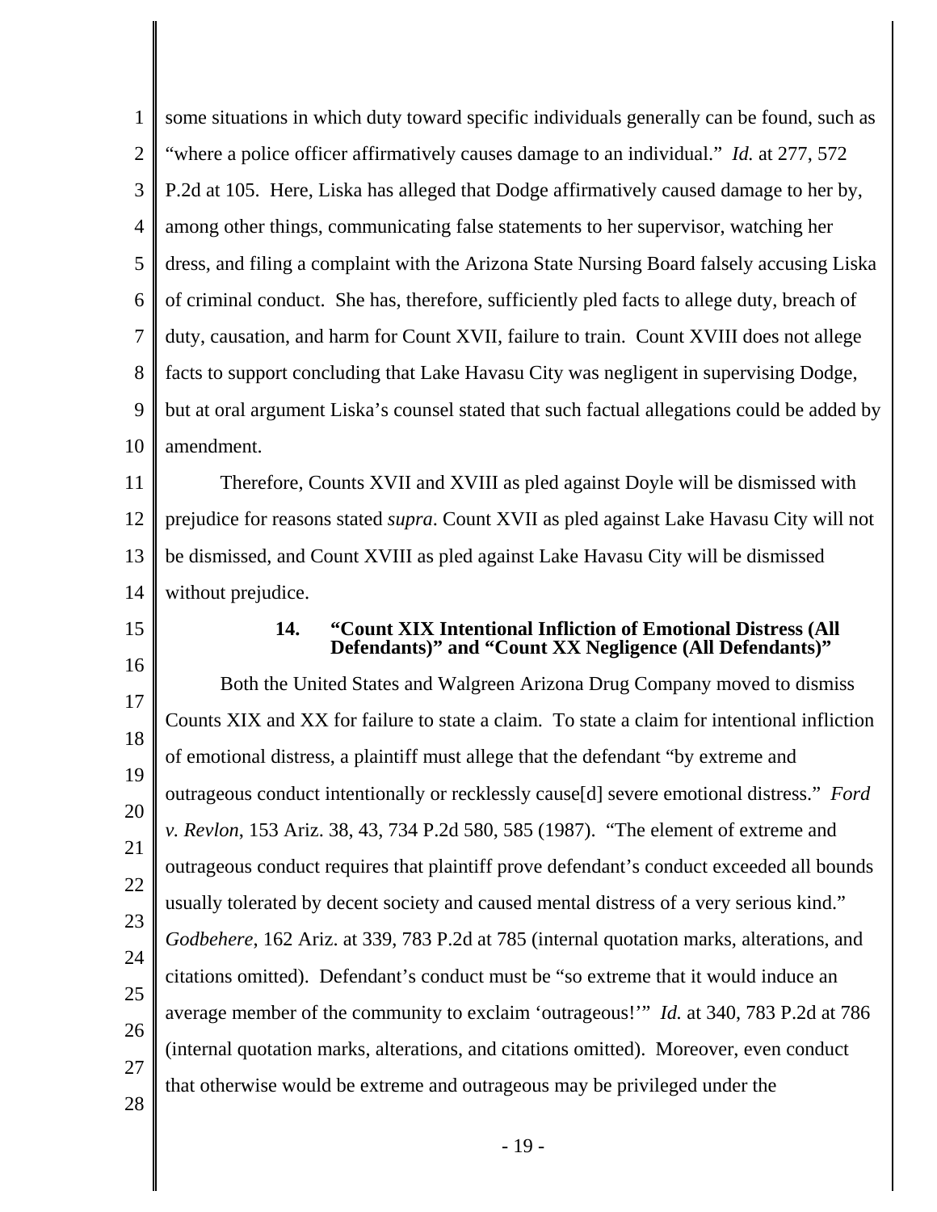some situations in which duty toward specific individuals generally can be found, such as "where a police officer affirmatively causes damage to an individual." *Id.* at 277, 572 P.2d at 105. Here, Liska has alleged that Dodge affirmatively caused damage to her by, among other things, communicating false statements to her supervisor, watching her dress, and filing a complaint with the Arizona State Nursing Board falsely accusing Liska of criminal conduct. She has, therefore, sufficiently pled facts to allege duty, breach of duty, causation, and harm for Count XVII, failure to train. Count XVIII does not allege facts to support concluding that Lake Havasu City was negligent in supervising Dodge, but at oral argument Liska's counsel stated that such factual allegations could be added by amendment.

Therefore, Counts XVII and XVIII as pled against Doyle will be dismissed with prejudice for reasons stated *supra*. Count XVII as pled against Lake Havasu City will not be dismissed, and Count XVIII as pled against Lake Havasu City will be dismissed without prejudice.

### 14. "Count XIX Intentional Infliction of Emotional Distress (All Defendants)" and "Count XX Negligence (All Defendants)"

Both the United States and Walgreen Arizona Drug Company moved to dismiss Counts XIX and XX for failure to state a claim. To state a claim for intentional infliction of emotional distress, a plaintiff must allege that the defendant "by extreme and outrageous conduct intentionally or recklessly cause[d] severe emotional distress." *Ford v. Revlon*, 153 Ariz. 38, 43, 734 P.2d 580, 585 (1987). "The element of extreme and outrageous conduct requires that plaintiff prove defendant's conduct exceeded all bounds usually tolerated by decent society and caused mental distress of a very serious kind." *Godbehere*, 162 Ariz. at 339, 783 P.2d at 785 (internal quotation marks, alterations, and citations omitted). Defendant's conduct must be "so extreme that it would induce an average member of the community to exclaim 'outrageous!'" *Id.* at 340, 783 P.2d at 786 (internal quotation marks, alterations, and citations omitted). Moreover, even conduct that otherwise would be extreme and outrageous may be privileged under the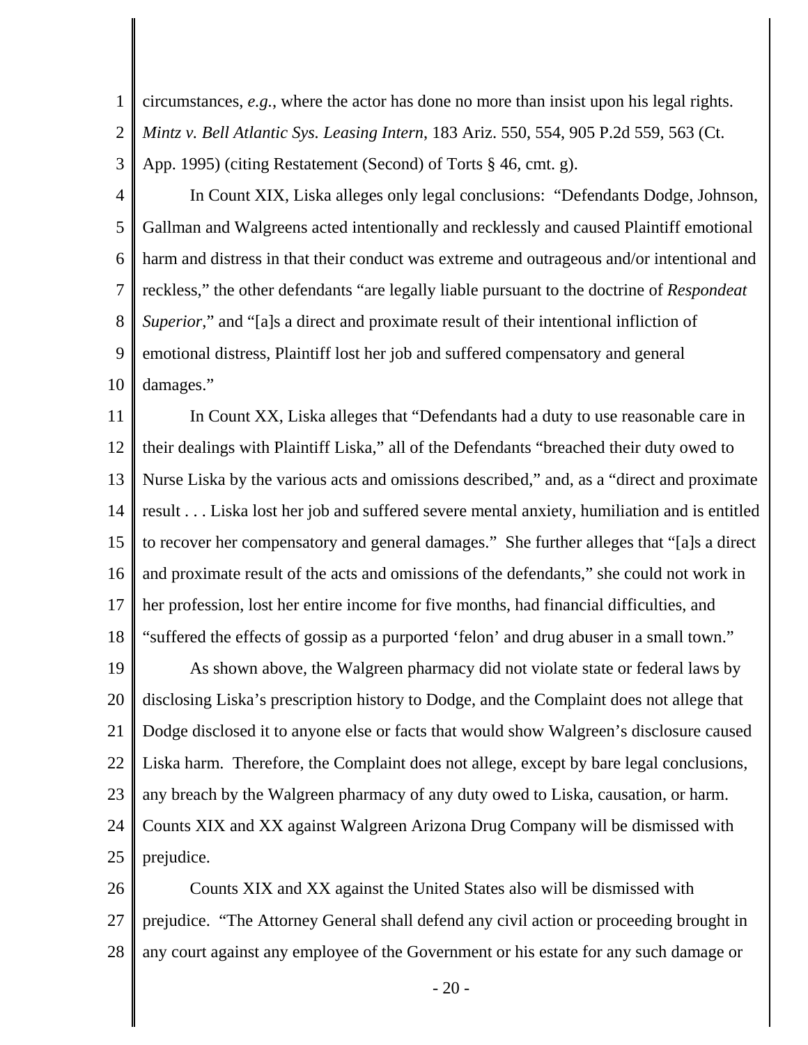circumstances, *e.g.*, where the actor has done no more than insist upon his legal rights. *Mintz v. Bell Atlantic Sys. Leasing Intern*, 183 Ariz. 550, 554, 905 P.2d 559, 563 (Ct. App. 1995) (citing Restatement (Second) of Torts § 46, cmt. g).

In Count XIX, Liska alleges only legal conclusions: "Defendants Dodge, Johnson, Gallman and Walgreens acted intentionally and recklessly and caused Plaintiff emotional harm and distress in that their conduct was extreme and outrageous and/or intentional and reckless," the other defendants "are legally liable pursuant to the doctrine of *Respondeat Superior*," and "[a]s a direct and proximate result of their intentional infliction of emotional distress, Plaintiff lost her job and suffered compensatory and general damages."

In Count XX, Liska alleges that "Defendants had a duty to use reasonable care in their dealings with Plaintiff Liska," all of the Defendants "breached their duty owed to Nurse Liska by the various acts and omissions described," and, as a "direct and proximate result . . . Liska lost her job and suffered severe mental anxiety, humiliation and is entitled to recover her compensatory and general damages." She further alleges that "[a]s a direct and proximate result of the acts and omissions of the defendants," she could not work in her profession, lost her entire income for five months, had financial difficulties, and "suffered the effects of gossip as a purported 'felon' and drug abuser in a small town."

As shown above, the Walgreen pharmacy did not violate state or federal laws by disclosing Liska's prescription history to Dodge, and the Complaint does not allege that Dodge disclosed it to anyone else or facts that would show Walgreen's disclosure caused Liska harm. Therefore, the Complaint does not allege, except by bare legal conclusions, any breach by the Walgreen pharmacy of any duty owed to Liska, causation, or harm. Counts XIX and XX against Walgreen Arizona Drug Company will be dismissed with prejudice.

Counts XIX and XX against the United States also will be dismissed with prejudice. "The Attorney General shall defend any civil action or proceeding brought in any court against any employee of the Government or his estate for any such damage or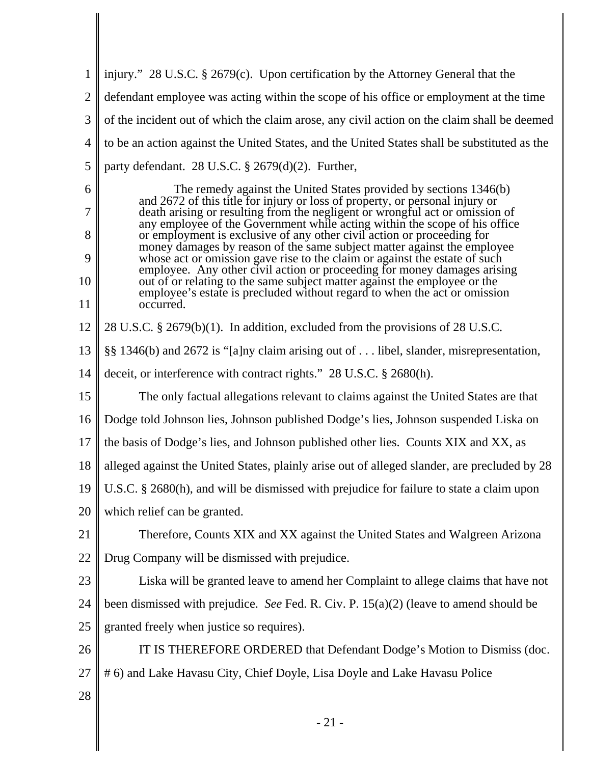injury." 28 U.S.C. § 2679(c). Upon certification by the Attorney General that the defendant employee was acting within the scope of his office or employment at the time of the incident out of which the claim arose, any civil action on the claim shall be deemed to be an action against the United States, and the United States shall be substituted as the party defendant. 28 U.S.C. § 2679(d)(2). Further,

> The remedy against the United States provided by sections 1346(b) and 2672 of this title for injury or loss of property, or personal injury or death arising or resulting from the negligent or wrongful act or omission of any employee of the Government while acting within the scope of his office or employment is exclusive of any other civil action or proceeding for money damages by reason of the same subject matter against the employee whose act or omission gave rise to the claim or against the estate of such employee. Any other civil action or proceeding for money damages arising out of or relating to the same subject matter against the employee or the employee's estate is precluded without regard to when the act or omission occurred.

28 U.S.C. § 2679(b)(1). In addition, excluded from the provisions of 28 U.S.C. §§ 1346(b) and 2672 is "[a]ny claim arising out of . . . libel, slander, misrepresentation, deceit, or interference with contract rights." 28 U.S.C. § 2680(h).

The only factual allegations relevant to claims against the United States are that Dodge told Johnson lies, Johnson published Dodge's lies, Johnson suspended Liska on the basis of Dodge's lies, and Johnson published other lies. Counts XIX and XX, as alleged against the United States, plainly arise out of alleged slander, are precluded by 28 U.S.C. § 2680(h), and will be dismissed with prejudice for failure to state a claim upon which relief can be granted.

Therefore, Counts XIX and XX against the United States and Walgreen Arizona Drug Company will be dismissed with prejudice.

Liska will be granted leave to amend her Complaint to allege claims that have not been dismissed with prejudice. *See* Fed. R. Civ. P. 15(a)(2) (leave to amend should be granted freely when justice so requires).

IT IS THEREFORE ORDERED that Defendant Dodge's Motion to Dismiss (doc. # 6) and Lake Havasu City, Chief Doyle, Lisa Doyle and Lake Havasu Police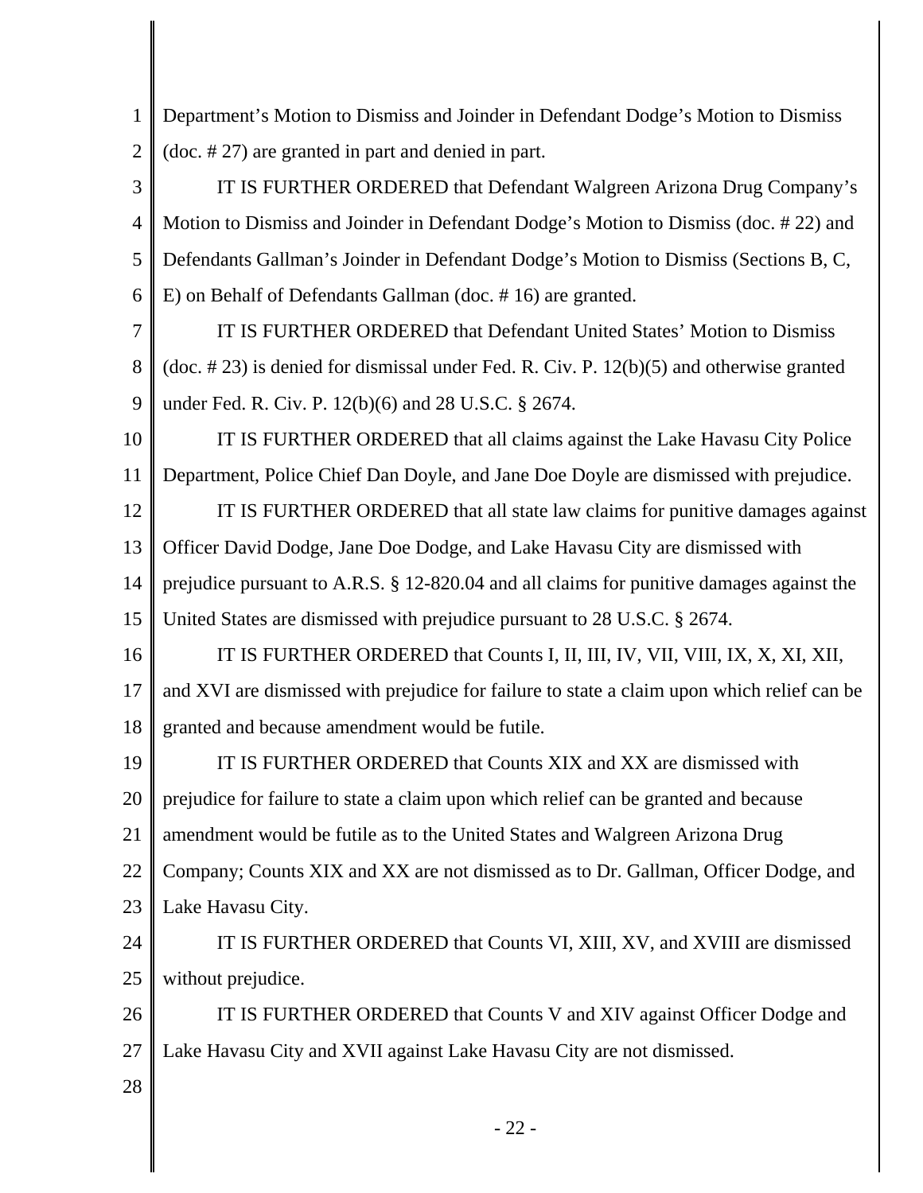Department's Motion to Dismiss and Joinder in Defendant Dodge's Motion to Dismiss (doc. # 27) are granted in part and denied in part.

IT IS FURTHER ORDERED that Defendant Walgreen Arizona Drug Company's Motion to Dismiss and Joinder in Defendant Dodge's Motion to Dismiss (doc. # 22) and Defendants Gallman's Joinder in Defendant Dodge's Motion to Dismiss (Sections B, C, E) on Behalf of Defendants Gallman (doc. # 16) are granted.

IT IS FURTHER ORDERED that Defendant United States' Motion to Dismiss (doc. # 23) is denied for dismissal under Fed. R. Civ. P. 12(b)(5) and otherwise granted under Fed. R. Civ. P. 12(b)(6) and 28 U.S.C. § 2674.

IT IS FURTHER ORDERED that all claims against the Lake Havasu City Police Department, Police Chief Dan Doyle, and Jane Doe Doyle are dismissed with prejudice.

IT IS FURTHER ORDERED that all state law claims for punitive damages against Officer David Dodge, Jane Doe Dodge, and Lake Havasu City are dismissed with prejudice pursuant to A.R.S. § 12-820.04 and all claims for punitive damages against the United States are dismissed with prejudice pursuant to 28 U.S.C. § 2674.

IT IS FURTHER ORDERED that Counts I, II, III, IV, VII, VIII, IX, X, XI, XII, and XVI are dismissed with prejudice for failure to state a claim upon which relief can be granted and because amendment would be futile.

IT IS FURTHER ORDERED that Counts XIX and XX are dismissed with prejudice for failure to state a claim upon which relief can be granted and because amendment would be futile as to the United States and Walgreen Arizona Drug Company; Counts XIX and XX are not dismissed as to Dr. Gallman, Officer Dodge, and Lake Havasu City.

IT IS FURTHER ORDERED that Counts VI, XIII, XV, and XVIII are dismissed without prejudice.

IT IS FURTHER ORDERED that Counts V and XIV against Officer Dodge and Lake Havasu City and XVII against Lake Havasu City are not dismissed.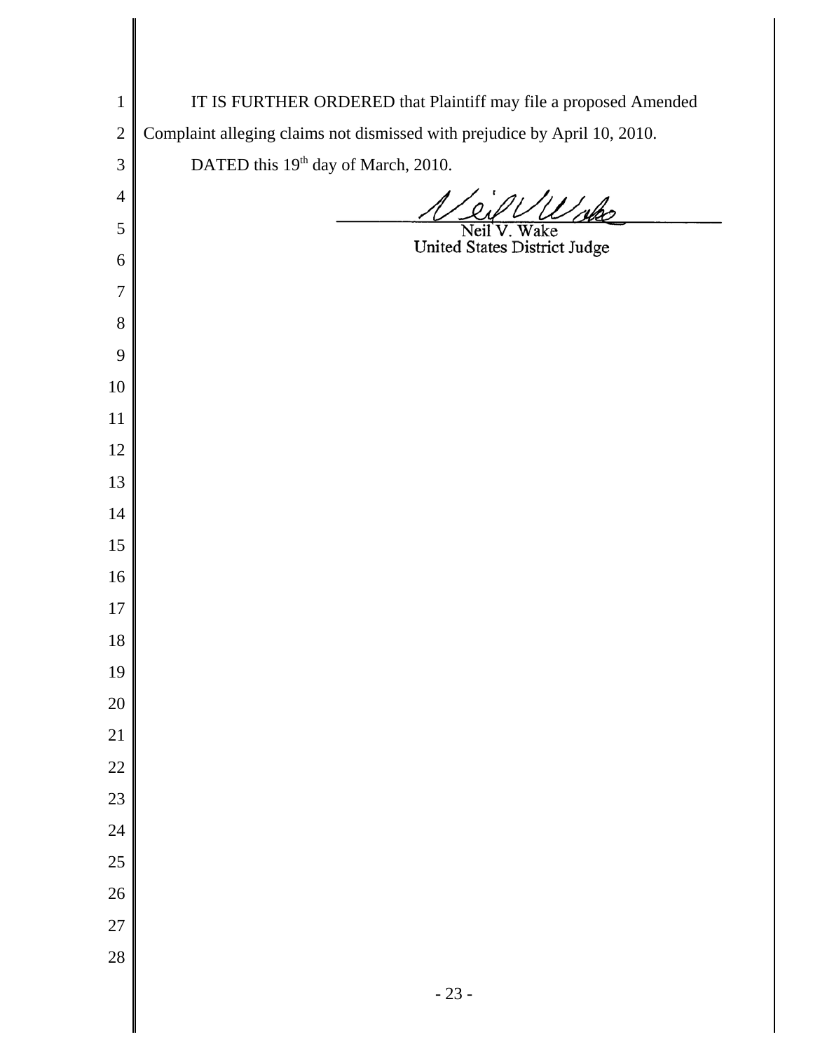IT IS FURTHER ORDERED that Plaintiff may file a proposed Amended Complaint alleging claims not dismissed with prejudice by April 10, 2010.

DATED this 19th day of March, 2010.

Neil V. Wake
United States District Judge